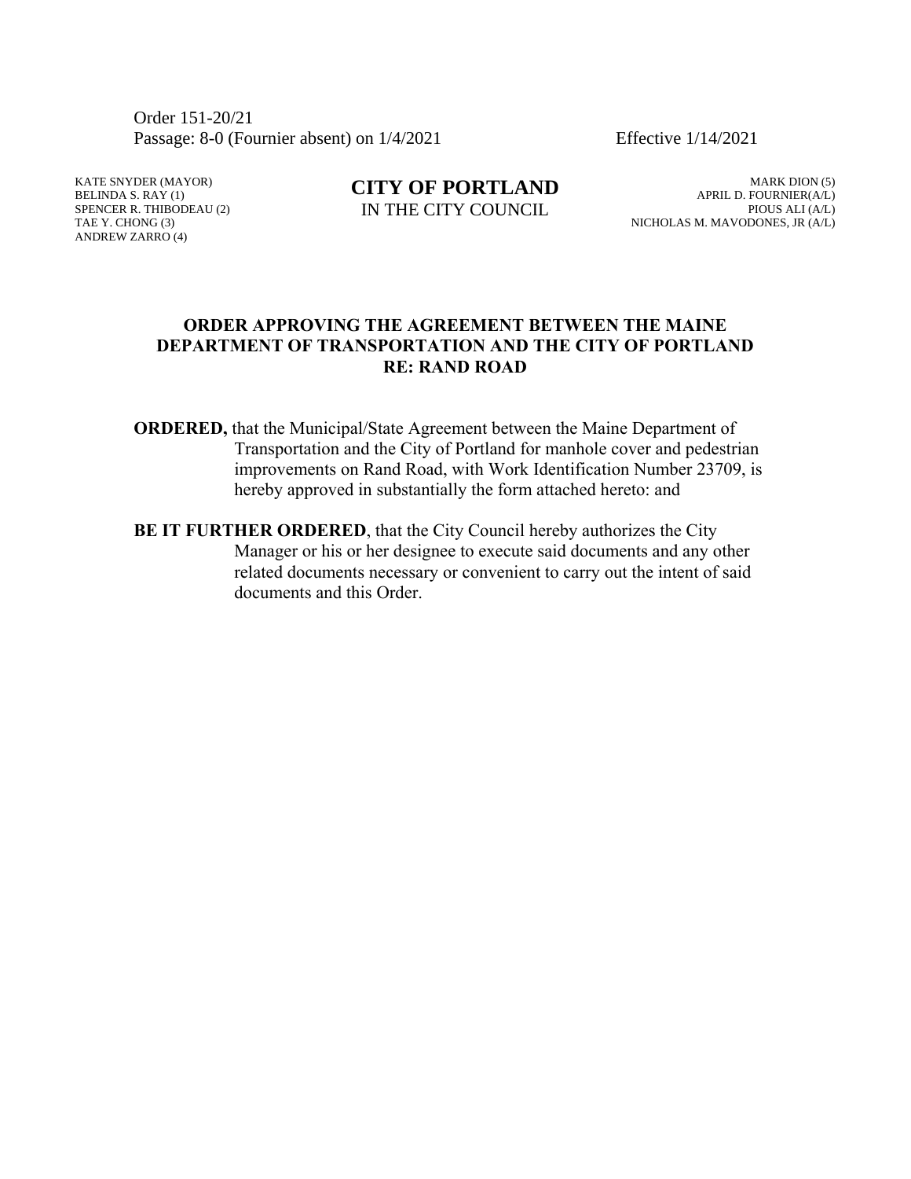Order 151-20/21
Passage: 8-0 (Fournier absent) on 1/4/2021 Effective 1/14/2021

KATE SNYDER (MAYOR)
BELINDA S. RAY (1)
SPENCER R. THIBODEAU (2)
TAE Y. CHONG (3)
ANDREW ZARRO (4)

**CITY OF PORTLAND**
IN THE CITY COUNCIL

MARK DION (5)
APRIL D. FOURNIER(A/L)
PIOUS ALI (A/L)
NICHOLAS M. MAVODONES, JR (A/L)

## ORDER APPROVING THE AGREEMENT BETWEEN THE MAINE DEPARTMENT OF TRANSPORTATION AND THE CITY OF PORTLAND RE: RAND ROAD

**ORDERED,** that the Municipal/State Agreement between the Maine Department of Transportation and the City of Portland for manhole cover and pedestrian improvements on Rand Road, with Work Identification Number 23709, is hereby approved in substantially the form attached hereto: and

**BE IT FURTHER ORDERED**, that the City Council hereby authorizes the City Manager or his or her designee to execute said documents and any other related documents necessary or convenient to carry out the intent of said documents and this Order.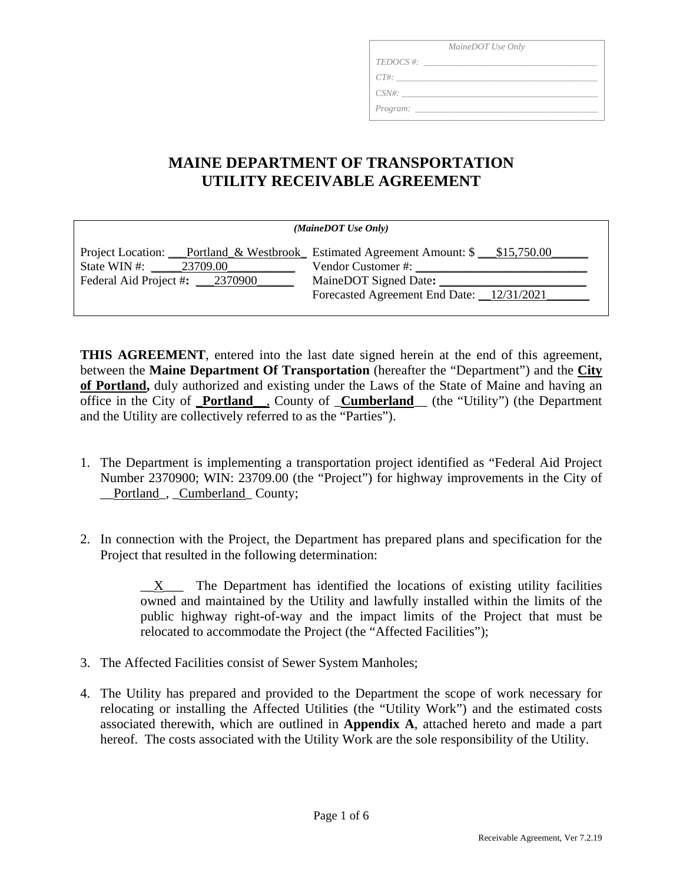| MaineDOT Use Only |
|---|
| TEDOCS #: |
| CT#: |
| CSN#: |
| Program: |

# MAINE DEPARTMENT OF TRANSPORTATION
# UTILITY RECEIVABLE AGREEMENT

| *(MaineDOT Use Only)* | |
|---|---|
| Project Location: ___Portland_& Westbrook_ | Estimated Agreement Amount: $ ___$15,750.00______ |
| State WIN #: _____23709.00___________ | Vendor Customer #: ____________________________ |
| Federal Aid Project #: ___2370900______ | MaineDOT Signed Date: _________________________ |
| | Forecasted Agreement End Date: __12/31/2021_______ |

**THIS AGREEMENT**, entered into the last date signed herein at the end of this agreement, between the **Maine Department Of Transportation** (hereafter the "Department") and the **City of Portland,** duly authorized and existing under the Laws of the State of Maine and having an office in the City of **_Portland__**, County of _**Cumberland**__ (the "Utility") (the Department and the Utility are collectively referred to as the "Parties").

1. The Department is implementing a transportation project identified as "Federal Aid Project Number 2370900; WIN: 23709.00 (the "Project") for highway improvements in the City of __Portland_, _Cumberland_ County;

2. In connection with the Project, the Department has prepared plans and specification for the Project that resulted in the following determination:

   __X___ The Department has identified the locations of existing utility facilities owned and maintained by the Utility and lawfully installed within the limits of the public highway right-of-way and the impact limits of the Project that must be relocated to accommodate the Project (the "Affected Facilities");

3. The Affected Facilities consist of Sewer System Manholes;

4. The Utility has prepared and provided to the Department the scope of work necessary for relocating or installing the Affected Utilities (the "Utility Work") and the estimated costs associated therewith, which are outlined in **Appendix A**, attached hereto and made a part hereof. The costs associated with the Utility Work are the sole responsibility of the Utility.

Receivable Agreement, Ver 7.2.19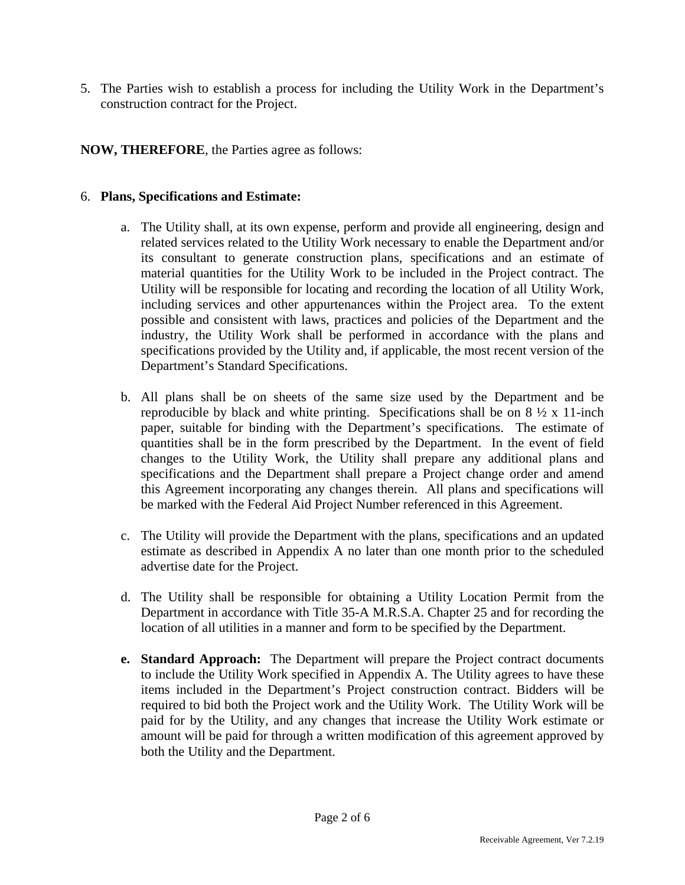5. The Parties wish to establish a process for including the Utility Work in the Department's construction contract for the Project.

**NOW, THEREFORE**, the Parties agree as follows:

6. **Plans, Specifications and Estimate:**

   a. The Utility shall, at its own expense, perform and provide all engineering, design and related services related to the Utility Work necessary to enable the Department and/or its consultant to generate construction plans, specifications and an estimate of material quantities for the Utility Work to be included in the Project contract. The Utility will be responsible for locating and recording the location of all Utility Work, including services and other appurtenances within the Project area. To the extent possible and consistent with laws, practices and policies of the Department and the industry, the Utility Work shall be performed in accordance with the plans and specifications provided by the Utility and, if applicable, the most recent version of the Department's Standard Specifications.

   b. All plans shall be on sheets of the same size used by the Department and be reproducible by black and white printing. Specifications shall be on 8 ½ x 11-inch paper, suitable for binding with the Department's specifications. The estimate of quantities shall be in the form prescribed by the Department. In the event of field changes to the Utility Work, the Utility shall prepare any additional plans and specifications and the Department shall prepare a Project change order and amend this Agreement incorporating any changes therein. All plans and specifications will be marked with the Federal Aid Project Number referenced in this Agreement.

   c. The Utility will provide the Department with the plans, specifications and an updated estimate as described in Appendix A no later than one month prior to the scheduled advertise date for the Project.

   d. The Utility shall be responsible for obtaining a Utility Location Permit from the Department in accordance with Title 35-A M.R.S.A. Chapter 25 and for recording the location of all utilities in a manner and form to be specified by the Department.

   **e. Standard Approach:** The Department will prepare the Project contract documents to include the Utility Work specified in Appendix A. The Utility agrees to have these items included in the Department's Project construction contract. Bidders will be required to bid both the Project work and the Utility Work. The Utility Work will be paid for by the Utility, and any changes that increase the Utility Work estimate or amount will be paid for through a written modification of this agreement approved by both the Utility and the Department.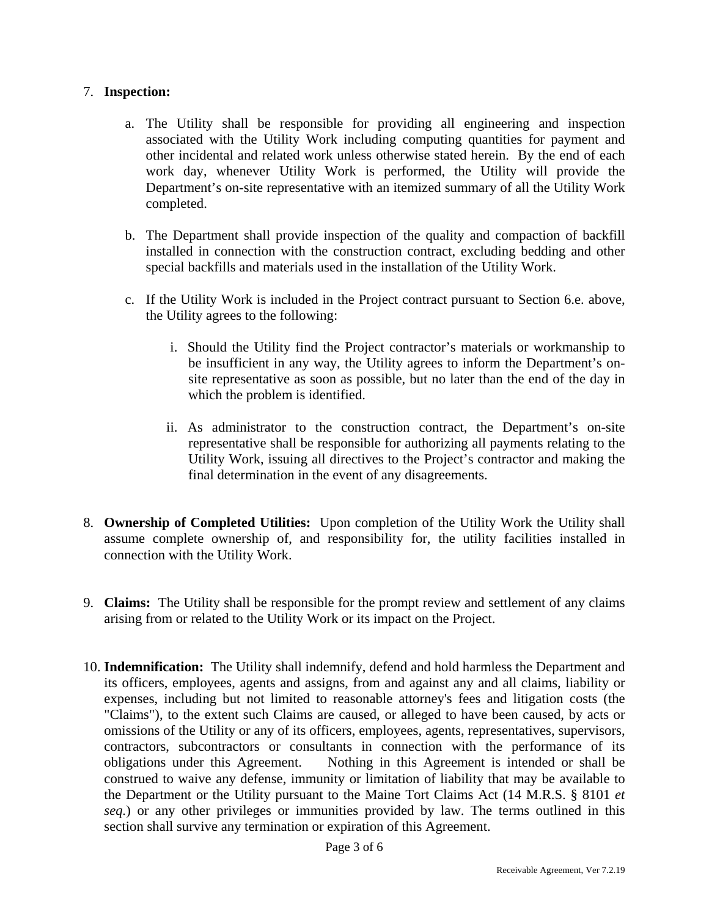7. **Inspection:**

   a. The Utility shall be responsible for providing all engineering and inspection associated with the Utility Work including computing quantities for payment and other incidental and related work unless otherwise stated herein. By the end of each work day, whenever Utility Work is performed, the Utility will provide the Department's on-site representative with an itemized summary of all the Utility Work completed.

   b. The Department shall provide inspection of the quality and compaction of backfill installed in connection with the construction contract, excluding bedding and other special backfills and materials used in the installation of the Utility Work.

   c. If the Utility Work is included in the Project contract pursuant to Section 6.e. above, the Utility agrees to the following:

      i. Should the Utility find the Project contractor's materials or workmanship to be insufficient in any way, the Utility agrees to inform the Department's on-site representative as soon as possible, but no later than the end of the day in which the problem is identified.

      ii. As administrator to the construction contract, the Department's on-site representative shall be responsible for authorizing all payments relating to the Utility Work, issuing all directives to the Project's contractor and making the final determination in the event of any disagreements.

8. **Ownership of Completed Utilities:** Upon completion of the Utility Work the Utility shall assume complete ownership of, and responsibility for, the utility facilities installed in connection with the Utility Work.

9. **Claims:** The Utility shall be responsible for the prompt review and settlement of any claims arising from or related to the Utility Work or its impact on the Project.

10. **Indemnification:** The Utility shall indemnify, defend and hold harmless the Department and its officers, employees, agents and assigns, from and against any and all claims, liability or expenses, including but not limited to reasonable attorney's fees and litigation costs (the "Claims"), to the extent such Claims are caused, or alleged to have been caused, by acts or omissions of the Utility or any of its officers, employees, agents, representatives, supervisors, contractors, subcontractors or consultants in connection with the performance of its obligations under this Agreement. Nothing in this Agreement is intended or shall be construed to waive any defense, immunity or limitation of liability that may be available to the Department or the Utility pursuant to the Maine Tort Claims Act (14 M.R.S. § 8101 *et seq.*) or any other privileges or immunities provided by law. The terms outlined in this section shall survive any termination or expiration of this Agreement.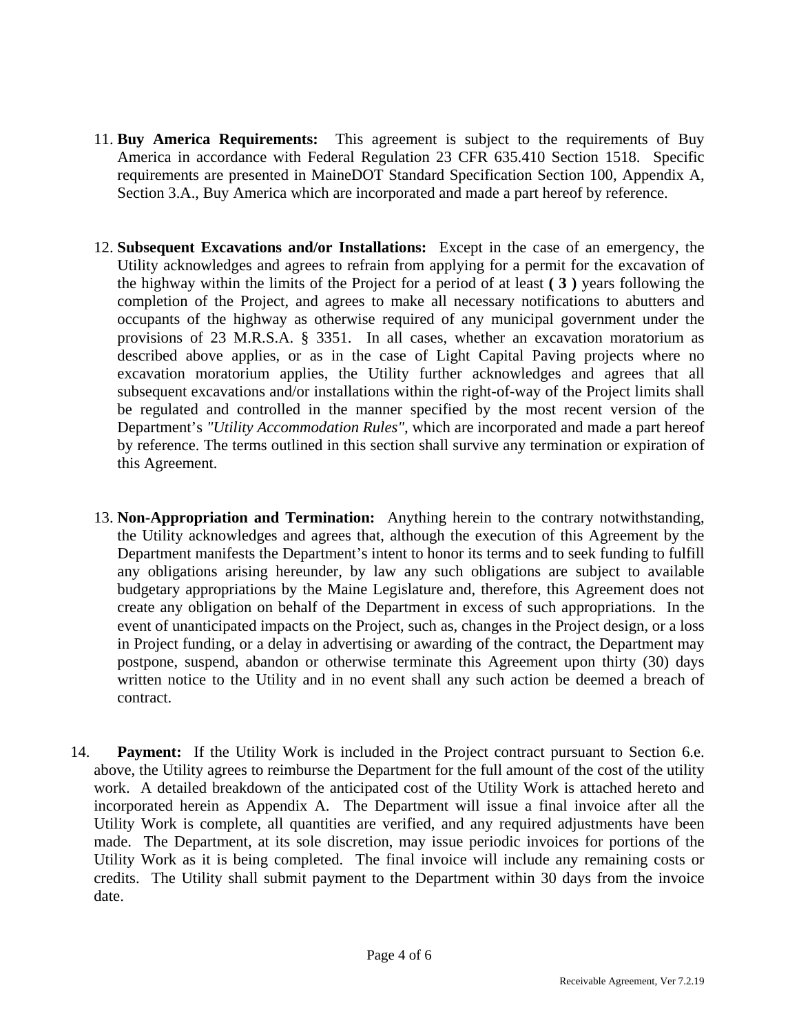11. **Buy America Requirements:** This agreement is subject to the requirements of Buy America in accordance with Federal Regulation 23 CFR 635.410 Section 1518. Specific requirements are presented in MaineDOT Standard Specification Section 100, Appendix A, Section 3.A., Buy America which are incorporated and made a part hereof by reference.

12. **Subsequent Excavations and/or Installations:** Except in the case of an emergency, the Utility acknowledges and agrees to refrain from applying for a permit for the excavation of the highway within the limits of the Project for a period of at least **( 3 )** years following the completion of the Project, and agrees to make all necessary notifications to abutters and occupants of the highway as otherwise required of any municipal government under the provisions of 23 M.R.S.A. § 3351. In all cases, whether an excavation moratorium as described above applies, or as in the case of Light Capital Paving projects where no excavation moratorium applies, the Utility further acknowledges and agrees that all subsequent excavations and/or installations within the right-of-way of the Project limits shall be regulated and controlled in the manner specified by the most recent version of the Department's *"Utility Accommodation Rules"*, which are incorporated and made a part hereof by reference. The terms outlined in this section shall survive any termination or expiration of this Agreement.

13. **Non-Appropriation and Termination:** Anything herein to the contrary notwithstanding, the Utility acknowledges and agrees that, although the execution of this Agreement by the Department manifests the Department's intent to honor its terms and to seek funding to fulfill any obligations arising hereunder, by law any such obligations are subject to available budgetary appropriations by the Maine Legislature and, therefore, this Agreement does not create any obligation on behalf of the Department in excess of such appropriations. In the event of unanticipated impacts on the Project, such as, changes in the Project design, or a loss in Project funding, or a delay in advertising or awarding of the contract, the Department may postpone, suspend, abandon or otherwise terminate this Agreement upon thirty (30) days written notice to the Utility and in no event shall any such action be deemed a breach of contract.

14. **Payment:** If the Utility Work is included in the Project contract pursuant to Section 6.e. above, the Utility agrees to reimburse the Department for the full amount of the cost of the utility work. A detailed breakdown of the anticipated cost of the Utility Work is attached hereto and incorporated herein as Appendix A. The Department will issue a final invoice after all the Utility Work is complete, all quantities are verified, and any required adjustments have been made. The Department, at its sole discretion, may issue periodic invoices for portions of the Utility Work as it is being completed. The final invoice will include any remaining costs or credits. The Utility shall submit payment to the Department within 30 days from the invoice date.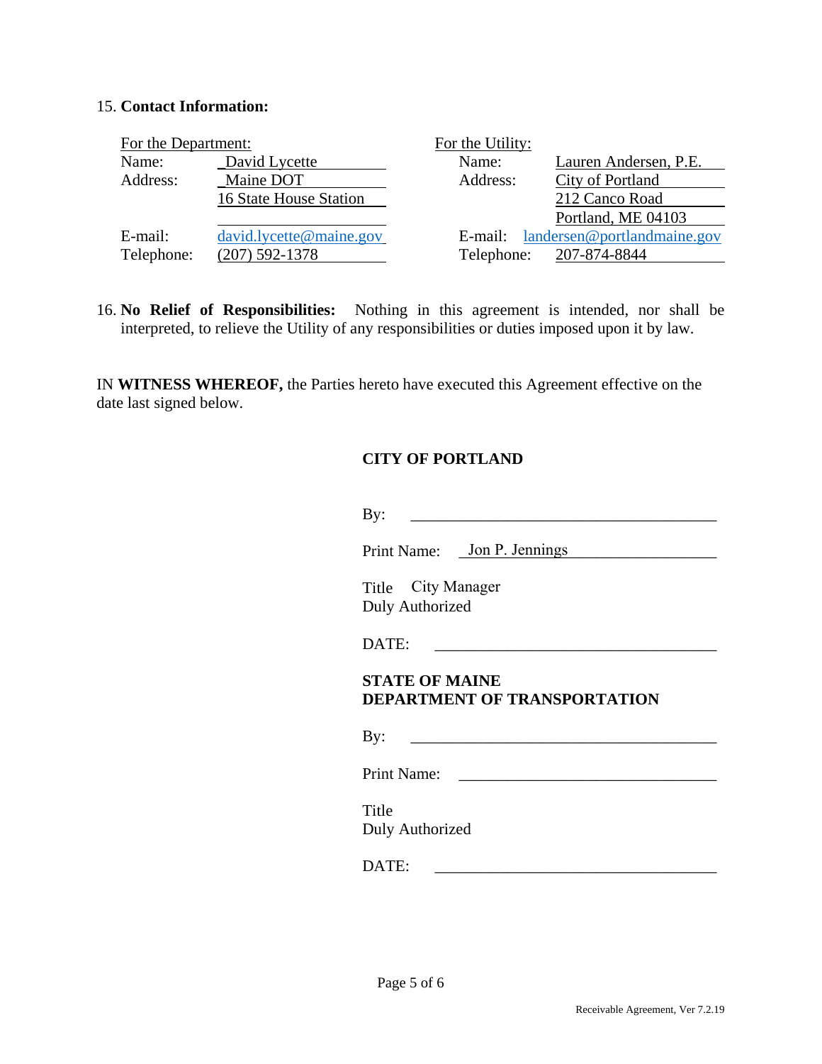15. **Contact Information:**

| For the Department: | | For the Utility: | |
|---|---|---|---|
| Name: | David Lycette | Name: | Lauren Andersen, P.E. |
| Address: | Maine DOT | Address: | City of Portland |
| | 16 State House Station | | 212 Canco Road |
| | | | Portland, ME 04103 |
| E-mail: | david.lycette@maine.gov | E-mail: | landersen@portlandmaine.gov |
| Telephone: | (207) 592-1378 | Telephone: | 207-874-8844 |

16. **No Relief of Responsibilities:** Nothing in this agreement is intended, nor shall be interpreted, to relieve the Utility of any responsibilities or duties imposed upon it by law.

IN **WITNESS WHEREOF,** the Parties hereto have executed this Agreement effective on the date last signed below.

**CITY OF PORTLAND**

By: ______________________________________

Print Name: Jon P. Jennings

Title City Manager
Duly Authorized

DATE: ______________________________________

**STATE OF MAINE**
**DEPARTMENT OF TRANSPORTATION**

By: ______________________________________

Print Name: ______________________________________

Title
Duly Authorized

DATE: ______________________________________

Receivable Agreement, Ver 7.2.19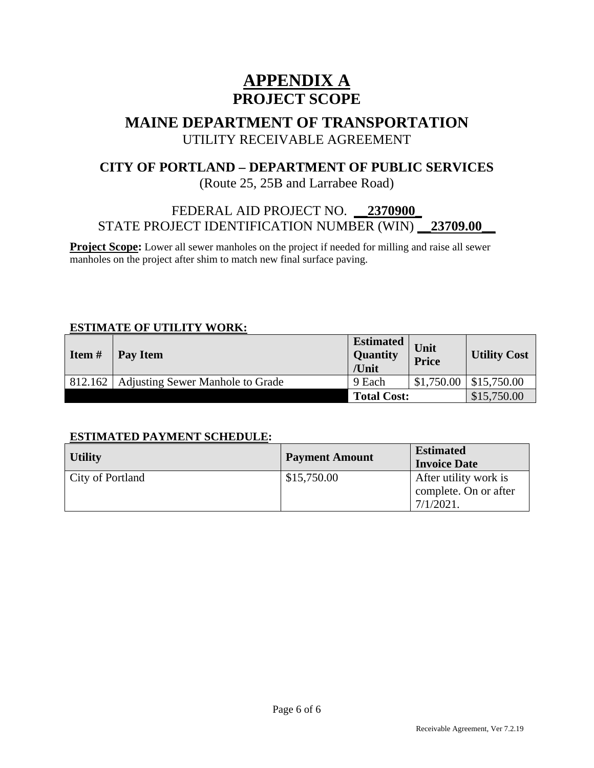# APPENDIX A
## PROJECT SCOPE

## MAINE DEPARTMENT OF TRANSPORTATION
UTILITY RECEIVABLE AGREEMENT

### CITY OF PORTLAND – DEPARTMENT OF PUBLIC SERVICES
(Route 25, 25B and Larrabee Road)

FEDERAL AID PROJECT NO. __2370900_
STATE PROJECT IDENTIFICATION NUMBER (WIN) __23709.00__

**Project Scope:** Lower all sewer manholes on the project if needed for milling and raise all sewer manholes on the project after shim to match new final surface paving.

**ESTIMATE OF UTILITY WORK:**

| Item # | Pay Item | Estimated Quantity /Unit | Unit Price | Utility Cost |
|---|---|---|---|---|
| 812.162 | Adjusting Sewer Manhole to Grade | 9 Each | $1,750.00 | $15,750.00 |
| | | **Total Cost:** | | $15,750.00 |

**ESTIMATED PAYMENT SCHEDULE:**

| Utility | Payment Amount | Estimated Invoice Date |
|---|---|---|
| City of Portland | $15,750.00 | After utility work is complete. On or after 7/1/2021. |

Receivable Agreement, Ver 7.2.19